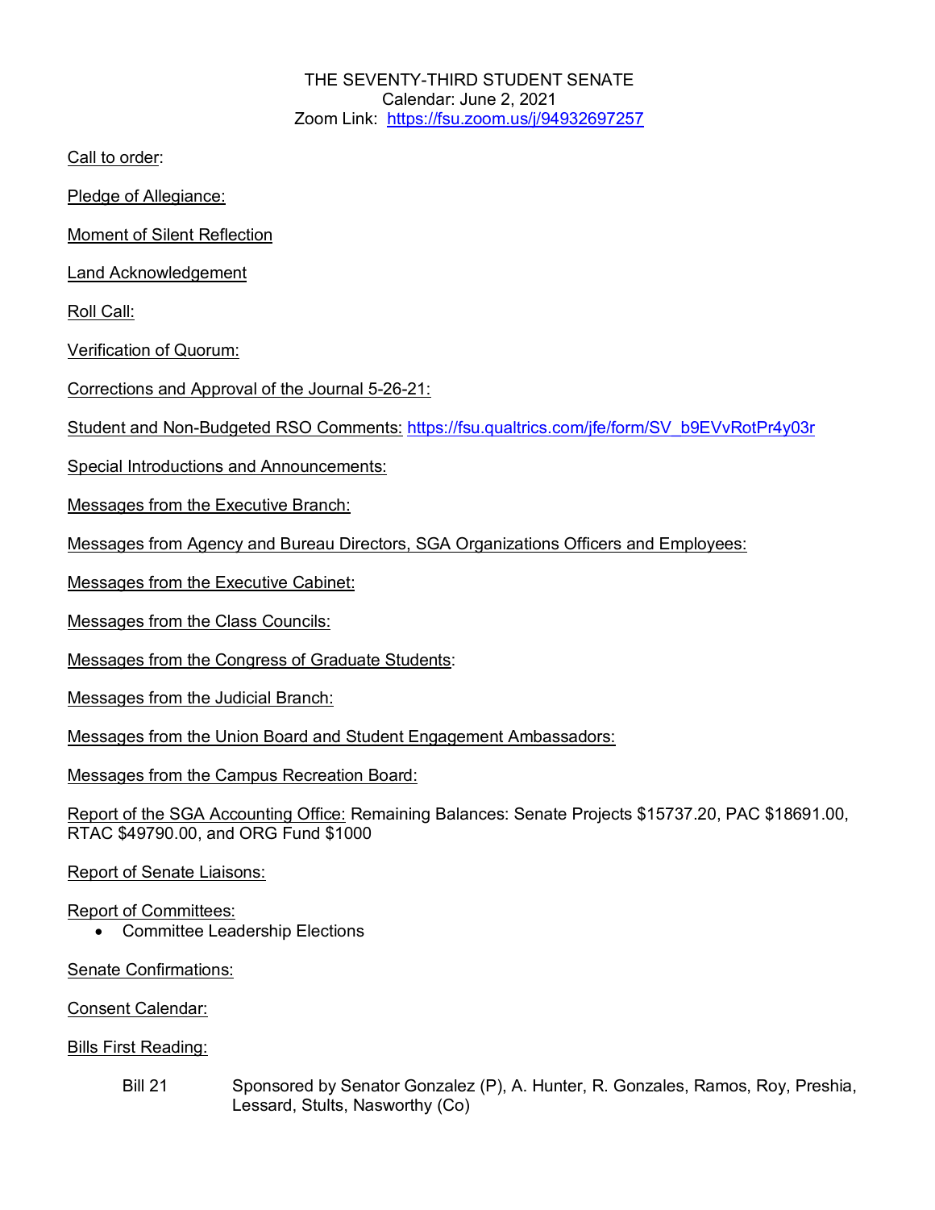THE SEVENTY-THIRD STUDENT SENATE
Calendar: June 2, 2021
Zoom Link: https://fsu.zoom.us/j/94932697257

Call to order:

Pledge of Allegiance:

Moment of Silent Reflection

Land Acknowledgement

Roll Call:

Verification of Quorum:

Corrections and Approval of the Journal 5-26-21:

Student and Non-Budgeted RSO Comments: https://fsu.qualtrics.com/jfe/form/SV_b9EVvRotPr4y03r

Special Introductions and Announcements:

Messages from the Executive Branch:

Messages from Agency and Bureau Directors, SGA Organizations Officers and Employees:

Messages from the Executive Cabinet:

Messages from the Class Councils:

Messages from the Congress of Graduate Students:

Messages from the Judicial Branch:

Messages from the Union Board and Student Engagement Ambassadors:

Messages from the Campus Recreation Board:

Report of the SGA Accounting Office: Remaining Balances: Senate Projects $15737.20, PAC $18691.00, RTAC $49790.00, and ORG Fund $1000

Report of Senate Liaisons:

Report of Committees:

- Committee Leadership Elections

Senate Confirmations:

Consent Calendar:

Bills First Reading:

Bill 21 Sponsored by Senator Gonzalez (P), A. Hunter, R. Gonzales, Ramos, Roy, Preshia, Lessard, Stults, Nasworthy (Co)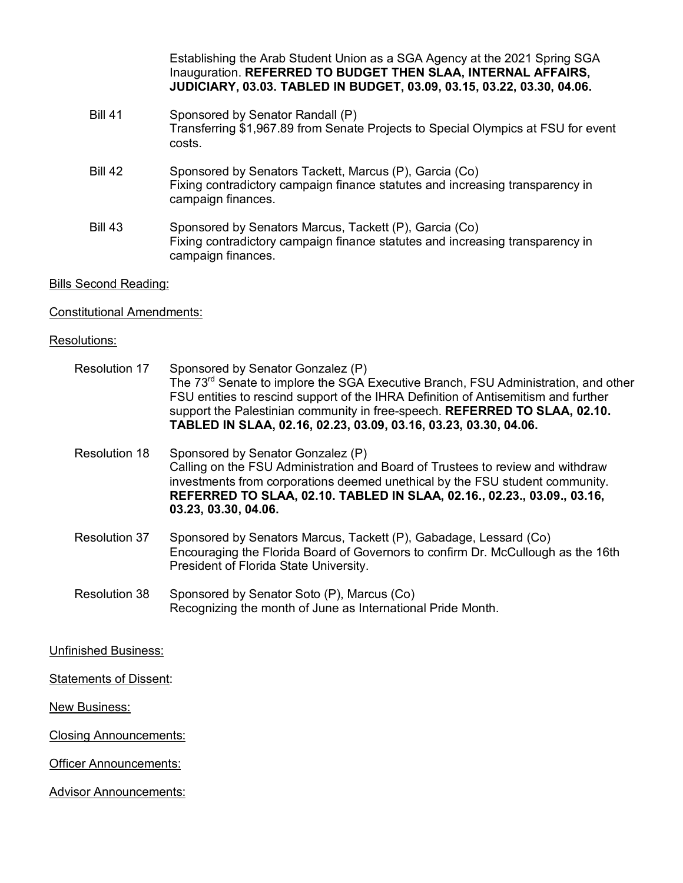Establishing the Arab Student Union as a SGA Agency at the 2021 Spring SGA Inauguration. **REFERRED TO BUDGET THEN SLAA, INTERNAL AFFAIRS, JUDICIARY, 03.03. TABLED IN BUDGET, 03.09, 03.15, 03.22, 03.30, 04.06.**

Bill 41 — Sponsored by Senator Randall (P)
Transferring $1,967.89 from Senate Projects to Special Olympics at FSU for event costs.

Bill 42 — Sponsored by Senators Tackett, Marcus (P), Garcia (Co)
Fixing contradictory campaign finance statutes and increasing transparency in campaign finances.

Bill 43 — Sponsored by Senators Marcus, Tackett (P), Garcia (Co)
Fixing contradictory campaign finance statutes and increasing transparency in campaign finances.

<u>Bills Second Reading:</u>

<u>Constitutional Amendments:</u>

<u>Resolutions:</u>

Resolution 17 — Sponsored by Senator Gonzalez (P)
The 73rd Senate to implore the SGA Executive Branch, FSU Administration, and other FSU entities to rescind support of the IHRA Definition of Antisemitism and further support the Palestinian community in free-speech. **REFERRED TO SLAA, 02.10. TABLED IN SLAA, 02.16, 02.23, 03.09, 03.16, 03.23, 03.30, 04.06.**

Resolution 18 — Sponsored by Senator Gonzalez (P)
Calling on the FSU Administration and Board of Trustees to review and withdraw investments from corporations deemed unethical by the FSU student community. **REFERRED TO SLAA, 02.10. TABLED IN SLAA, 02.16., 02.23., 03.09., 03.16, 03.23, 03.30, 04.06.**

Resolution 37 — Sponsored by Senators Marcus, Tackett (P), Gabadage, Lessard (Co)
Encouraging the Florida Board of Governors to confirm Dr. McCullough as the 16th President of Florida State University.

Resolution 38 — Sponsored by Senator Soto (P), Marcus (Co)
Recognizing the month of June as International Pride Month.

<u>Unfinished Business:</u>

<u>Statements of Dissent:</u>

<u>New Business:</u>

<u>Closing Announcements:</u>

<u>Officer Announcements:</u>

<u>Advisor Announcements:</u>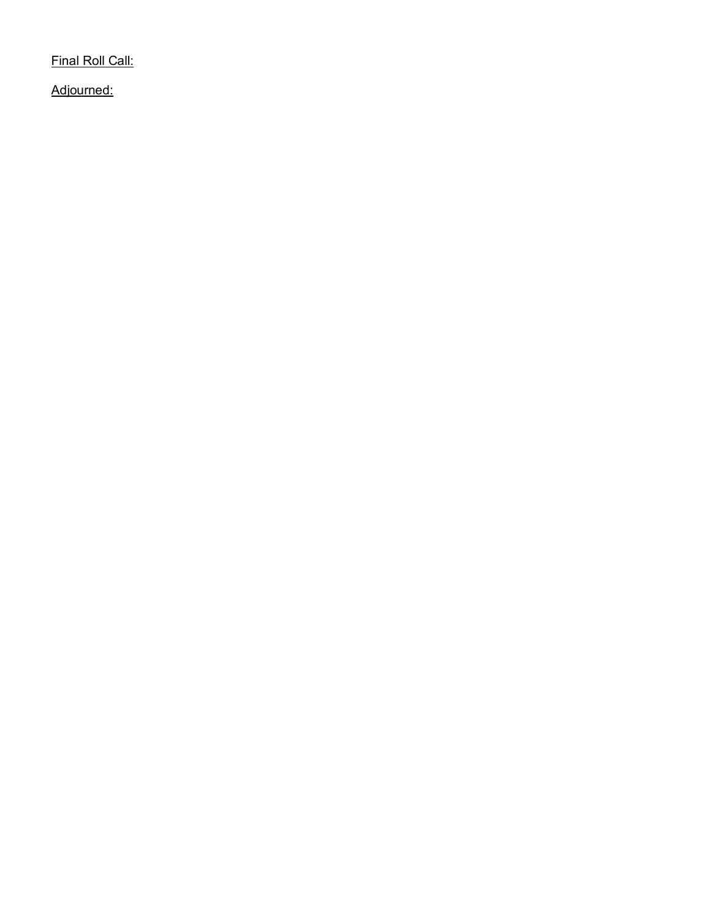<u>Final Roll Call:</u>

<u>Adjourned:</u>